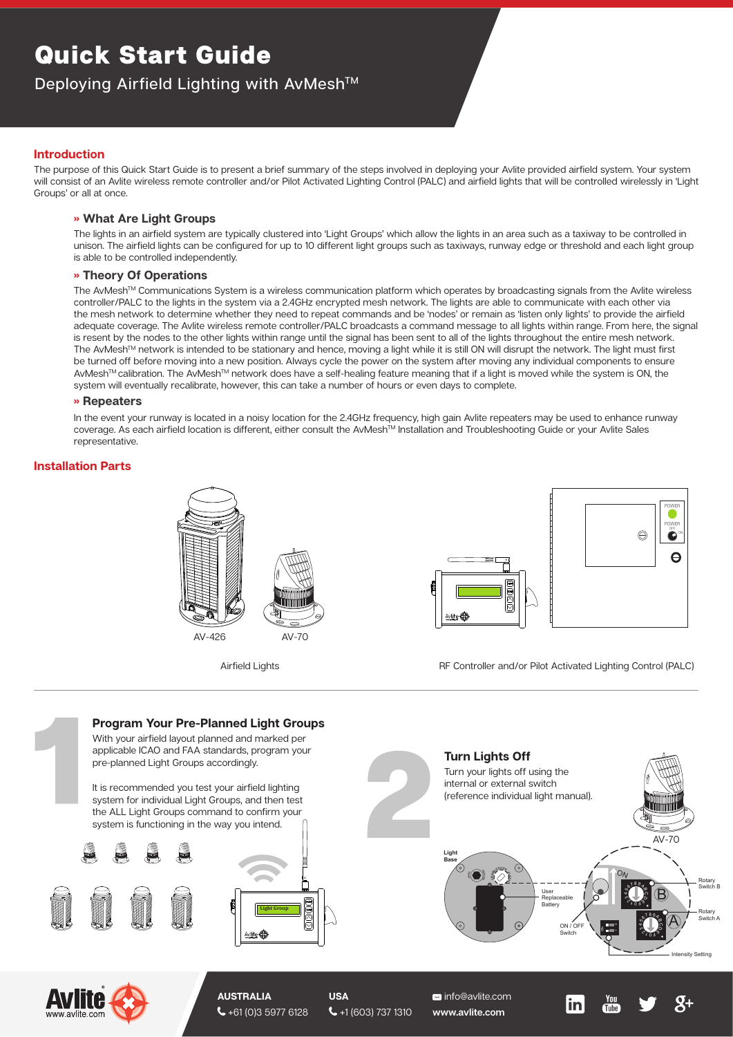# Quick Start Guide

Deploying Airfield Lighting with AvMesh™

## Introduction

The purpose of this Quick Start Guide is to present a brief summary of the steps involved in deploying your Avlite provided airfield system. Your system will consist of an Avlite wireless remote controller and/or Pilot Activated Lighting Control (PALC) and airfield lights that will be controlled wirelessly in 'Light Groups' or all at once.

### » What Are Light Groups

The lights in an airfield system are typically clustered into 'Light Groups' which allow the lights in an area such as a taxiway to be controlled in unison. The airfield lights can be configured for up to 10 different light groups such as taxiways, runway edge or threshold and each light group is able to be controlled independently.

### » Theory Of Operations

The AvMesh™ Communications System is a wireless communication platform which operates by broadcasting signals from the Avlite wireless controller/PALC to the lights in the system via a 2.4GHz encrypted mesh network. The lights are able to communicate with each other via the mesh network to determine whether they need to repeat commands and be 'nodes' or remain as 'listen only lights' to provide the airfield adequate coverage. The Avlite wireless remote controller/PALC broadcasts a command message to all lights within range. From here, the signal is resent by the nodes to the other lights within range until the signal has been sent to all of the lights throughout the entire mesh network. The AvMesh™ network is intended to be stationary and hence, moving a light while it is still ON will disrupt the network. The light must first be turned off before moving into a new position. Always cycle the power on the system after moving any individual components to ensure AvMesh™ calibration. The AvMesh™ network does have a self-healing feature meaning that if a light is moved while the system is ON, the system will eventually recalibrate, however, this can take a number of hours or even days to complete.

### » Repeaters

In the event your runway is located in a noisy location for the 2.4GHz frequency, high gain Avlite repeaters may be used to enhance runway coverage. As each airfield location is different, either consult the AvMesh™ Installation and Troubleshooting Guide or your Avlite Sales representative.

## Installation Parts

AV-426 AV-70

Airfield Lights

RF Controller and/or Pilot Activated Lighting Control (PALC)

## 1 Program Your Pre-Planned Light Groups

With your airfield layout planned and made per applicable ICAO and FAA standards, program your pre-planned Light Groups accordingly.

It is recommended you test your airfield lighting system for individual Light Groups, and then test the ALL Light Groups command to confirm your system is functioning in the way you intend.

## 2 Turn Lights Off

Turn your lights off using the internal or external switch (reference individual light manual).

AV-70

Light Base, User Replaceable Battery, ON / OFF Switch, Rotary Switch B, Rotary Switch A, Intensity Setting

**AUSTRALIA** +61 (0)3 5977 6128

**USA** +1 (603) 737 1310

info@avlite.com

**www.avlite.com**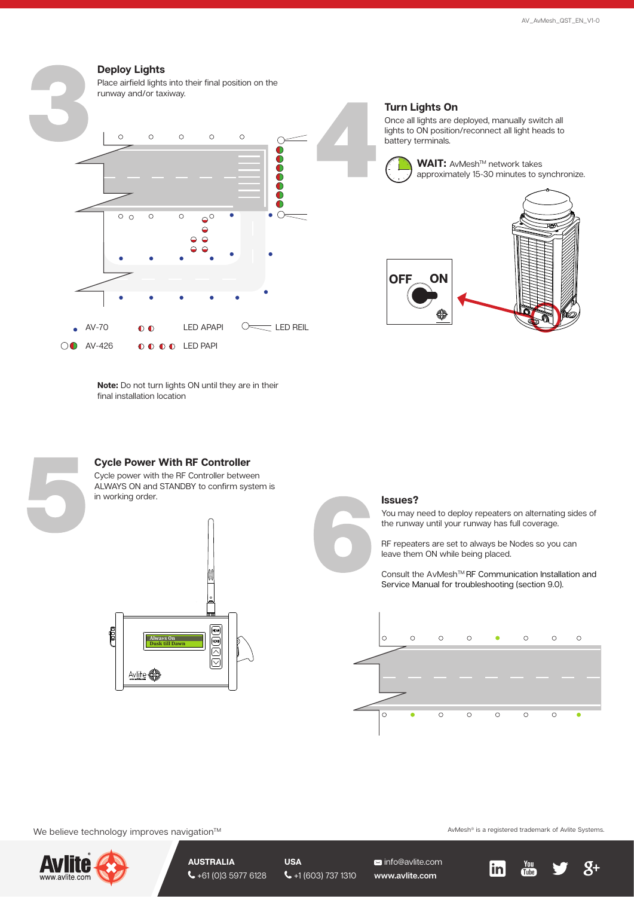## 3 Deploy Lights

Place airfield lights into their final position on the runway and/or taxiway.

AV-70

AV-426

LED APAPI

LED PAPI

LED REIL

**Note:** Do not turn lights ON until they are in their final installation location

## 4 Turn Lights On

Once all lights are deployed, manually switch all lights to ON position/reconnect all light heads to battery terminals.

**WAIT:** AvMesh™ network takes approximately 15-30 minutes to synchronize.

OFF ON

## 5 Cycle Power With RF Controller

Cycle power with the RF Controller between ALWAYS ON and STANDBY to confirm system is in working order.

Always On
Dusk till Dawn

## 6 Issues?

You may need to deploy repeaters on alternating sides of the runway until your runway has full coverage.

RF repeaters are set to always be Nodes so you can leave them ON while being placed.

Consult the AvMesh™ RF Communication Installation and Service Manual for troubleshooting (section 9.0).

We believe technology improves navigation™

AvMesh® is a registered trademark of Avlite Systems.

Avlite® www.avlite.com

**AUSTRALIA** +61 (0)3 5977 6128

**USA** +1 (603) 737 1310

info@avlite.com

**www.avlite.com**